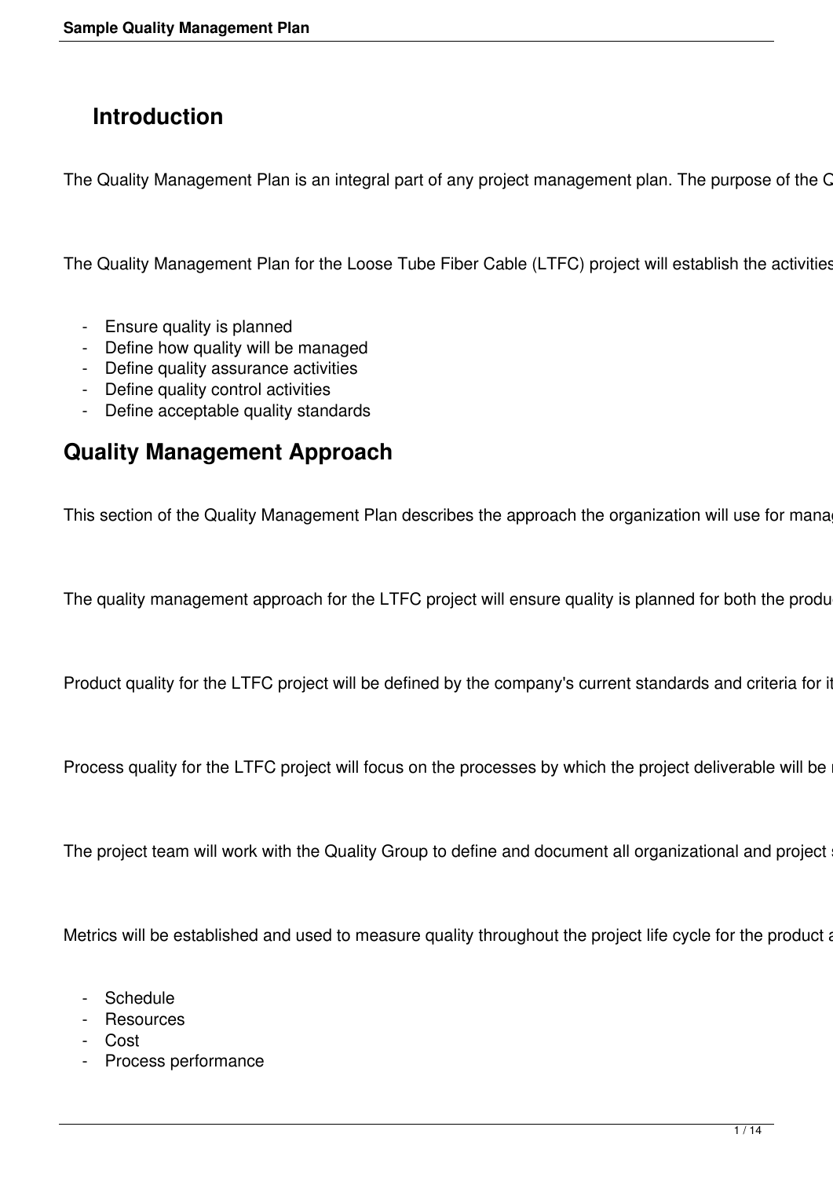## Introduction

The Quality Management Plan is an integral part of any project management plan. The purpose of the Q

The Quality Management Plan for the Loose Tube Fiber Cable (LTFC) project will establish the activities

- Ensure quality is planned
- Define how quality will be managed
- Define quality assurance activities
- Define quality control activities
- Define acceptable quality standards

## Quality Management Approach

This section of the Quality Management Plan describes the approach the organization will use for manag

The quality management approach for the LTFC project will ensure quality is planned for both the produ

Product quality for the LTFC project will be defined by the company's current standards and criteria for it

Process quality for the LTFC project will focus on the processes by which the project deliverable will be r

The project team will work with the Quality Group to define and document all organizational and project s

Metrics will be established and used to measure quality throughout the project life cycle for the product a

- Schedule
- Resources
- Cost
- Process performance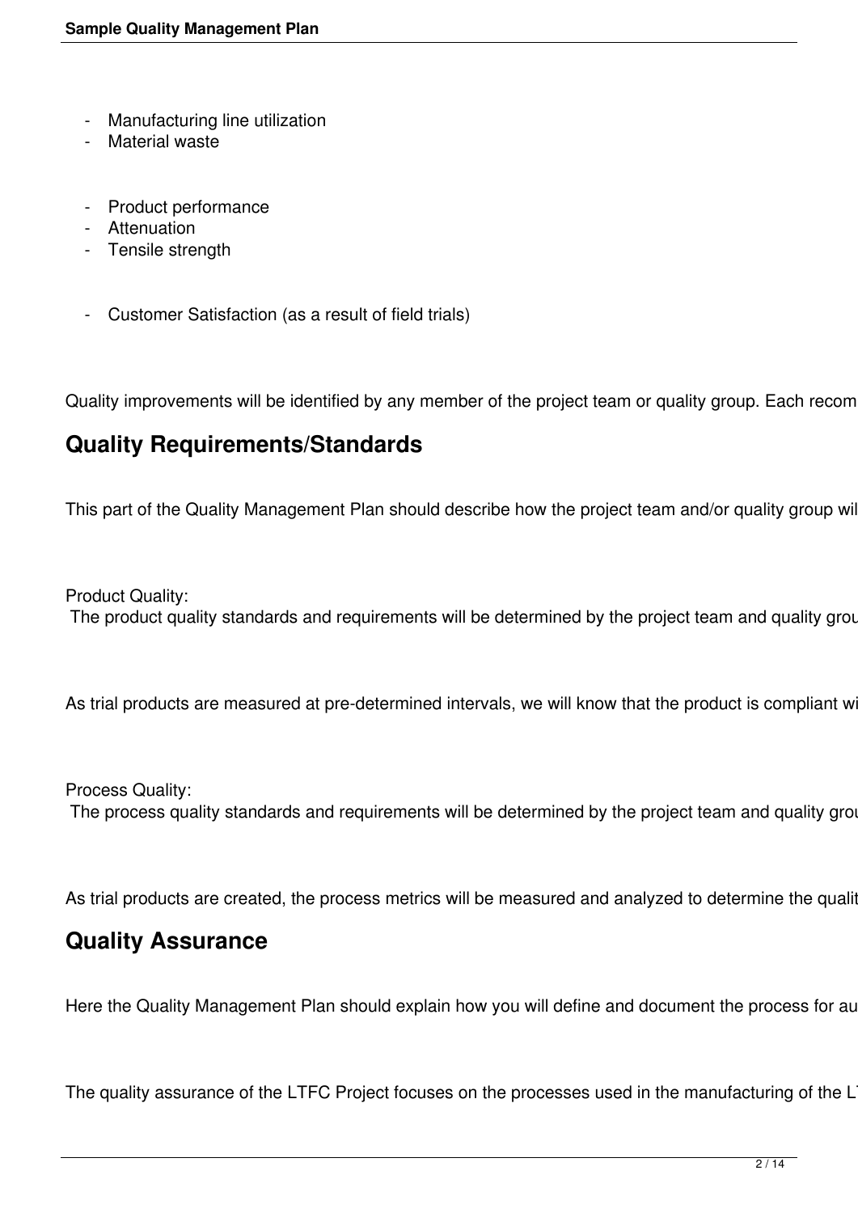- Manufacturing line utilization
- Material waste

- Product performance
- Attenuation
- Tensile strength

- Customer Satisfaction (as a result of field trials)

Quality improvements will be identified by any member of the project team or quality group. Each recom

## Quality Requirements/Standards

This part of the Quality Management Plan should describe how the project team and/or quality group wil

Product Quality:
 The product quality standards and requirements will be determined by the project team and quality grou

As trial products are measured at pre-determined intervals, we will know that the product is compliant wi

Process Quality:
 The process quality standards and requirements will be determined by the project team and quality grou

As trial products are created, the process metrics will be measured and analyzed to determine the qualit

## Quality Assurance

Here the Quality Management Plan should explain how you will define and document the process for au

The quality assurance of the LTFC Project focuses on the processes used in the manufacturing of the L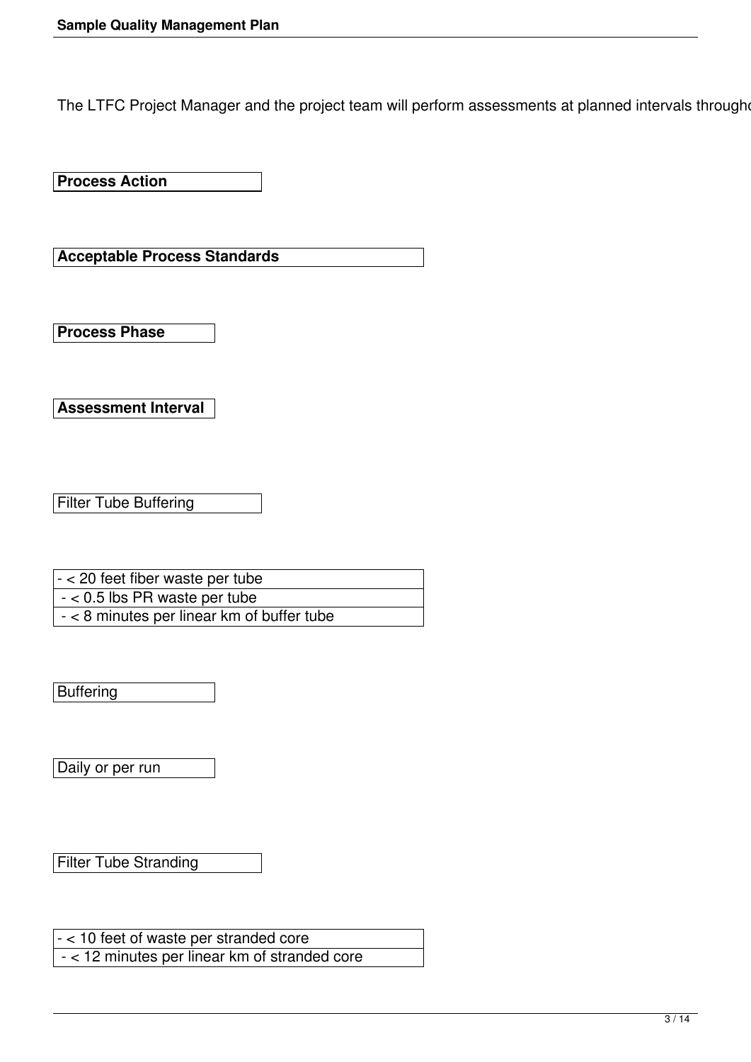The LTFC Project Manager and the project team will perform assessments at planned intervals througho

| Process Action | Acceptable Process Standards | Process Phase | Assessment Interval |
|---|---|---|---|
| Filter Tube Buffering | - < 20 feet fiber waste per tube<br>- < 0.5 lbs PR waste per tube<br>- < 8 minutes per linear km of buffer tube | Buffering | Daily or per run |
| Filter Tube Stranding | - < 10 feet of waste per stranded core<br>- < 12 minutes per linear km of stranded core | | |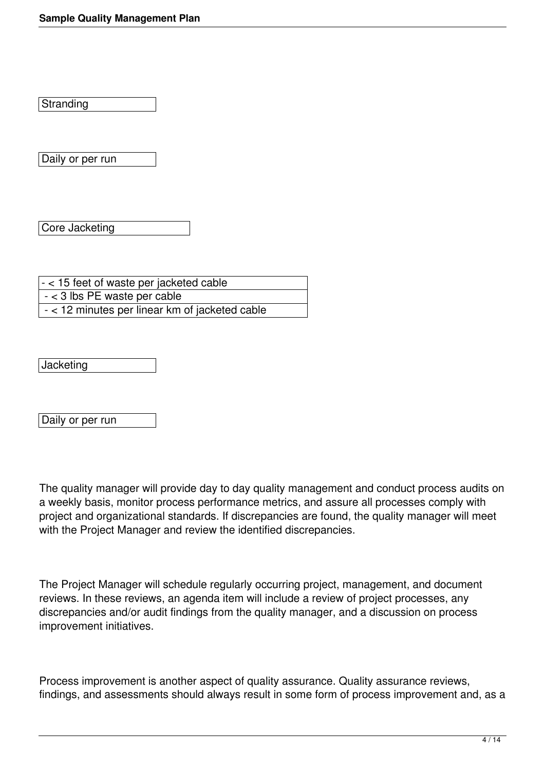| Stranding |
| --- |

| Daily or per run |
| --- |

| Core Jacketing |
| --- |

| - < 15 feet of waste per jacketed cable |
| --- |
| - < 3 lbs PE waste per cable |
| - < 12 minutes per linear km of jacketed cable |

| Jacketing |
| --- |

| Daily or per run |
| --- |

The quality manager will provide day to day quality management and conduct process audits on a weekly basis, monitor process performance metrics, and assure all processes comply with project and organizational standards. If discrepancies are found, the quality manager will meet with the Project Manager and review the identified discrepancies.

The Project Manager will schedule regularly occurring project, management, and document reviews. In these reviews, an agenda item will include a review of project processes, any discrepancies and/or audit findings from the quality manager, and a discussion on process improvement initiatives.

Process improvement is another aspect of quality assurance. Quality assurance reviews, findings, and assessments should always result in some form of process improvement and, as a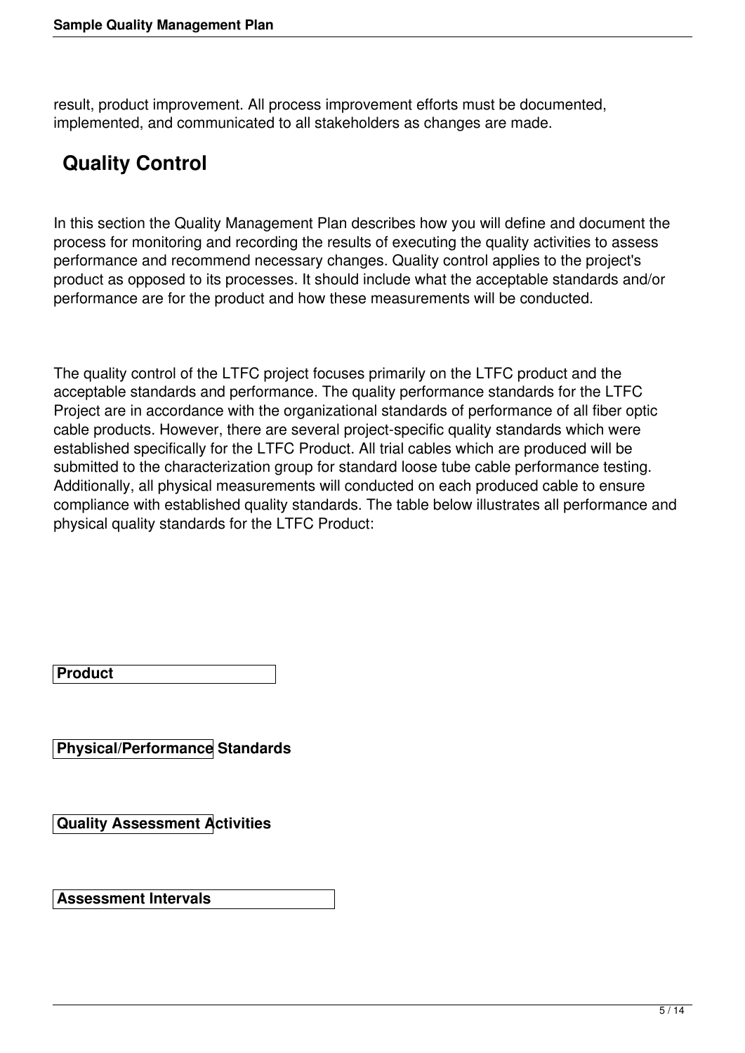result, product improvement. All process improvement efforts must be documented, implemented, and communicated to all stakeholders as changes are made.

## Quality Control

In this section the Quality Management Plan describes how you will define and document the process for monitoring and recording the results of executing the quality activities to assess performance and recommend necessary changes. Quality control applies to the project's product as opposed to its processes. It should include what the acceptable standards and/or performance are for the product and how these measurements will be conducted.

The quality control of the LTFC project focuses primarily on the LTFC product and the acceptable standards and performance. The quality performance standards for the LTFC Project are in accordance with the organizational standards of performance of all fiber optic cable products. However, there are several project-specific quality standards which were established specifically for the LTFC Product. All trial cables which are produced will be submitted to the characterization group for standard loose tube cable performance testing. Additionally, all physical measurements will conducted on each produced cable to ensure compliance with established quality standards. The table below illustrates all performance and physical quality standards for the LTFC Product:

| Product |
|---|

| Physical/Performance Standards |
|---|

| Quality Assessment Activities |
|---|

| Assessment Intervals |
|---|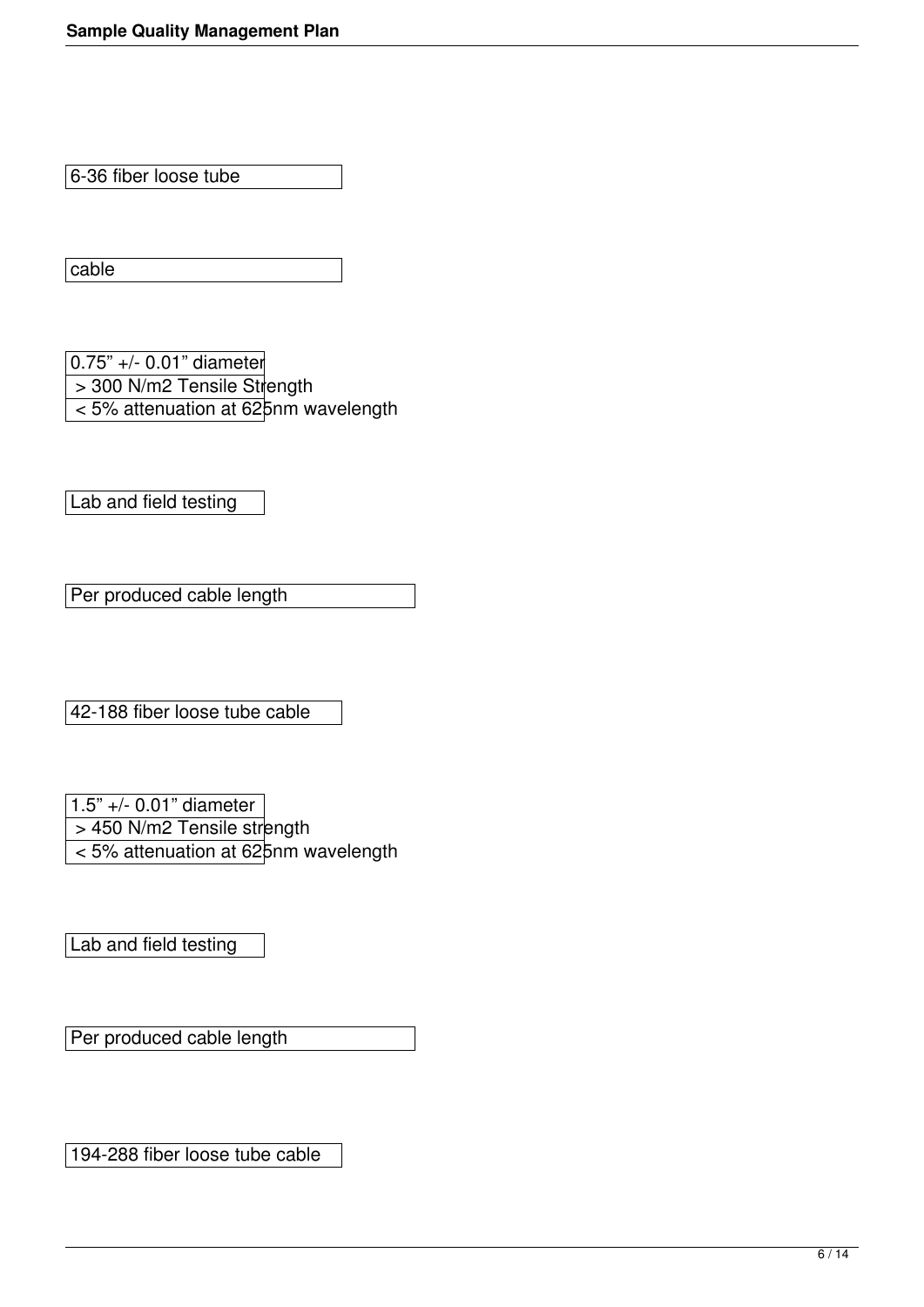6-36 fiber loose tube

cable

0.75" +/- 0.01" diameter
> 300 N/m2 Tensile Strength
< 5% attenuation at 625nm wavelength

Lab and field testing

Per produced cable length

42-188 fiber loose tube cable

1.5" +/- 0.01" diameter
> 450 N/m2 Tensile strength
< 5% attenuation at 625nm wavelength

Lab and field testing

Per produced cable length

194-288 fiber loose tube cable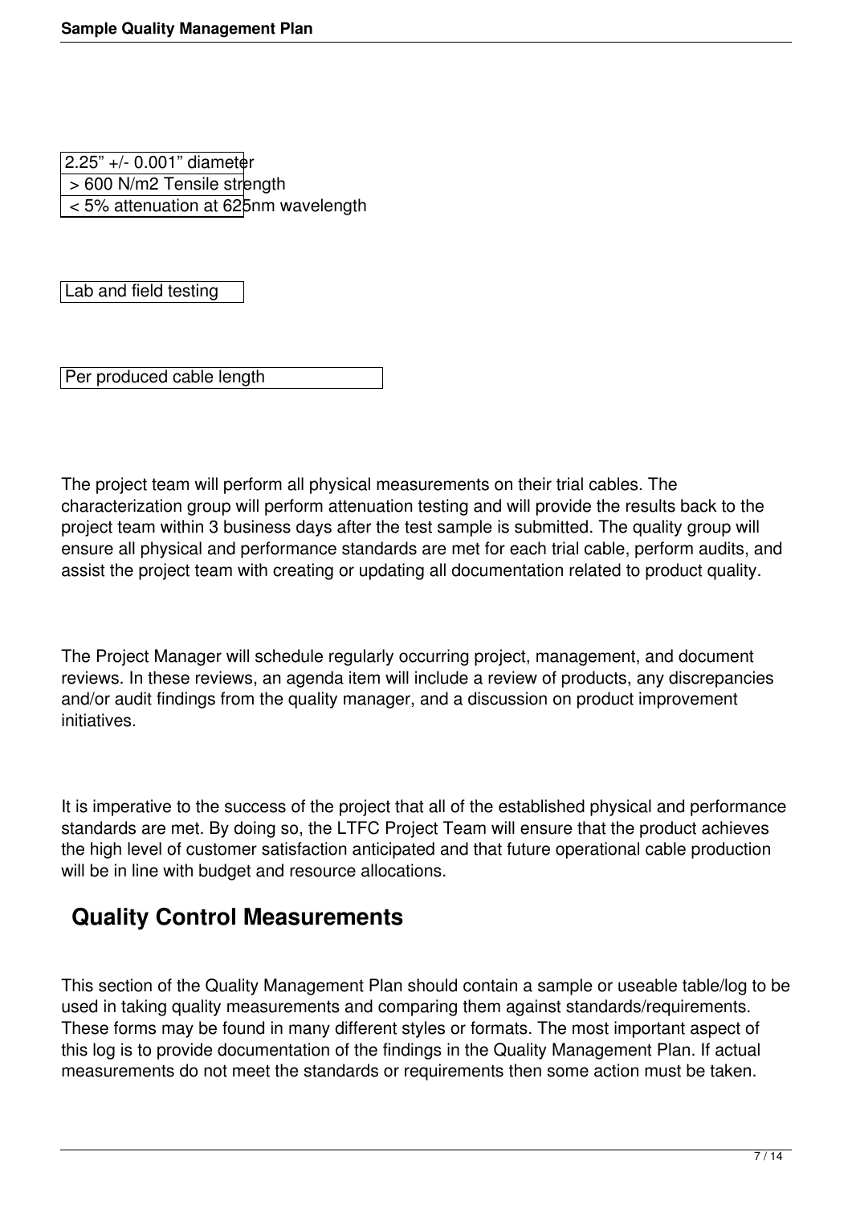2.25” +/- 0.001” diameter
> 600 N/m2 Tensile strength
< 5% attenuation at 625nm wavelength

Lab and field testing

Per produced cable length

The project team will perform all physical measurements on their trial cables. The characterization group will perform attenuation testing and will provide the results back to the project team within 3 business days after the test sample is submitted. The quality group will ensure all physical and performance standards are met for each trial cable, perform audits, and assist the project team with creating or updating all documentation related to product quality.

The Project Manager will schedule regularly occurring project, management, and document reviews. In these reviews, an agenda item will include a review of products, any discrepancies and/or audit findings from the quality manager, and a discussion on product improvement initiatives.

It is imperative to the success of the project that all of the established physical and performance standards are met. By doing so, the LTFC Project Team will ensure that the product achieves the high level of customer satisfaction anticipated and that future operational cable production will be in line with budget and resource allocations.

## Quality Control Measurements

This section of the Quality Management Plan should contain a sample or useable table/log to be used in taking quality measurements and comparing them against standards/requirements. These forms may be found in many different styles or formats. The most important aspect of this log is to provide documentation of the findings in the Quality Management Plan. If actual measurements do not meet the standards or requirements then some action must be taken.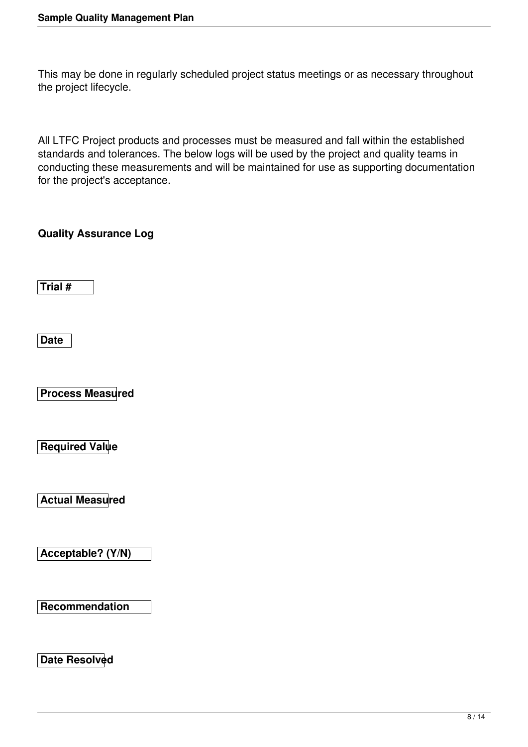This may be done in regularly scheduled project status meetings or as necessary throughout the project lifecycle.

All LTFC Project products and processes must be measured and fall within the established standards and tolerances. The below logs will be used by the project and quality teams in conducting these measurements and will be maintained for use as supporting documentation for the project's acceptance.

**Quality Assurance Log**

| Trial # | Date | Process Measured | Required Value | Actual Measured | Acceptable? (Y/N) | Recommendation | Date Resolved |
| --- | --- | --- | --- | --- | --- | --- | --- |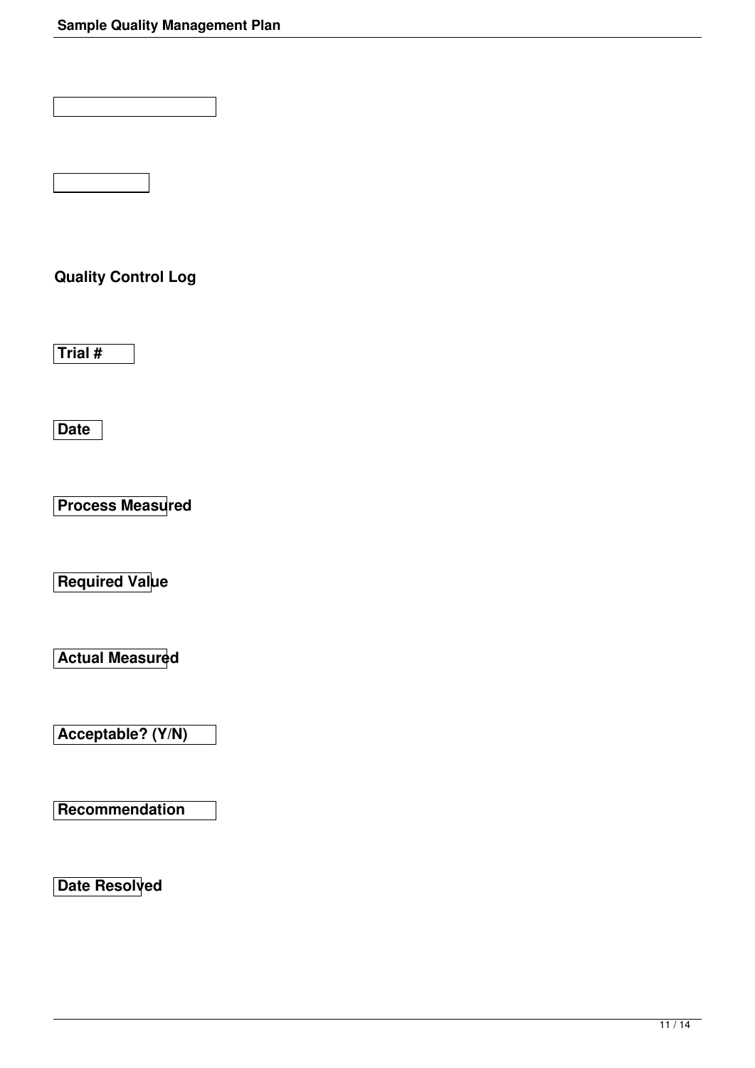**Quality Control Log**

| Trial # | Date | Process Measured | Required Value | Actual Measured | Acceptable? (Y/N) | Recommendation | Date Resolved |
| --- | --- | --- | --- | --- | --- | --- | --- |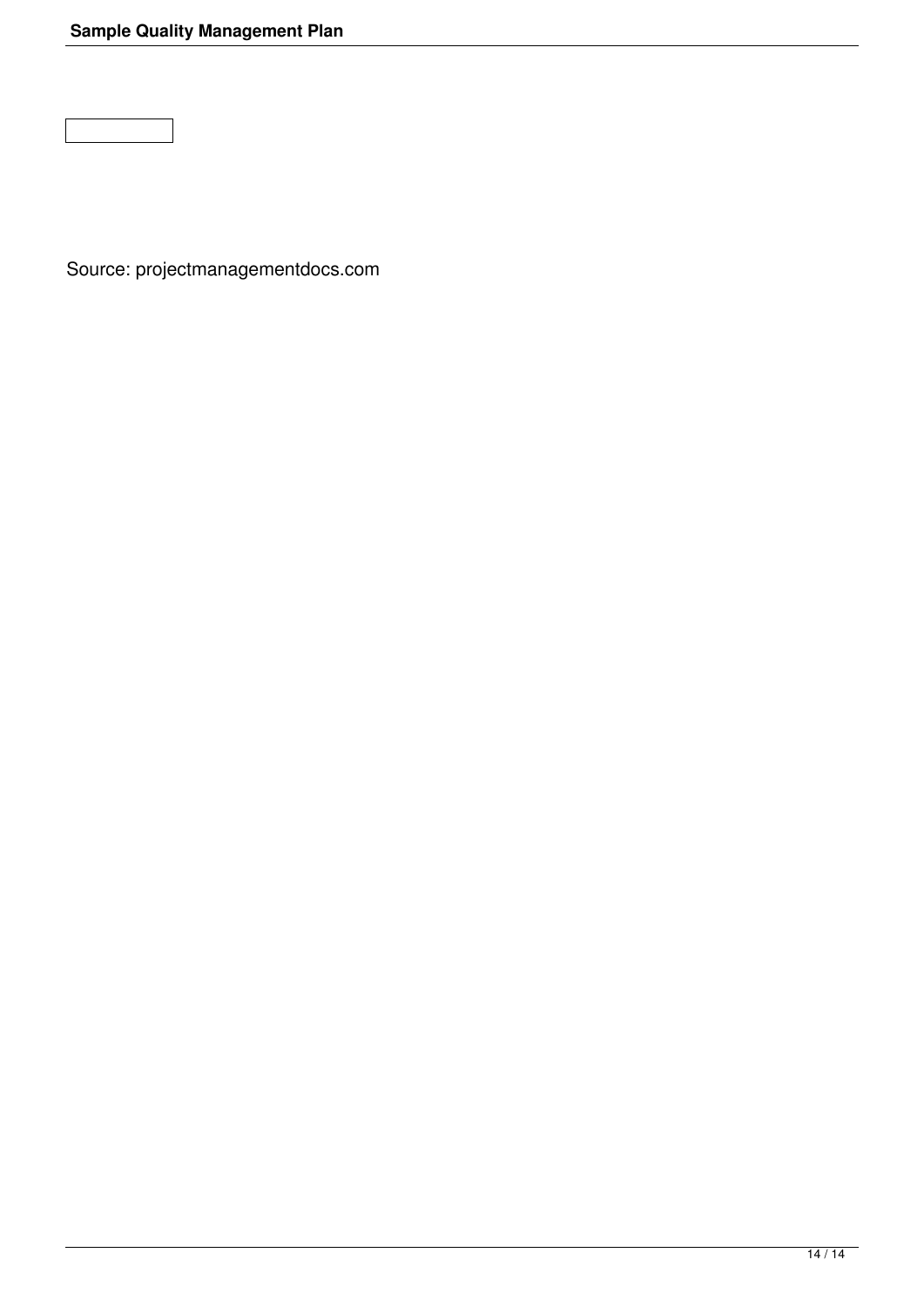Source: projectmanagementdocs.com